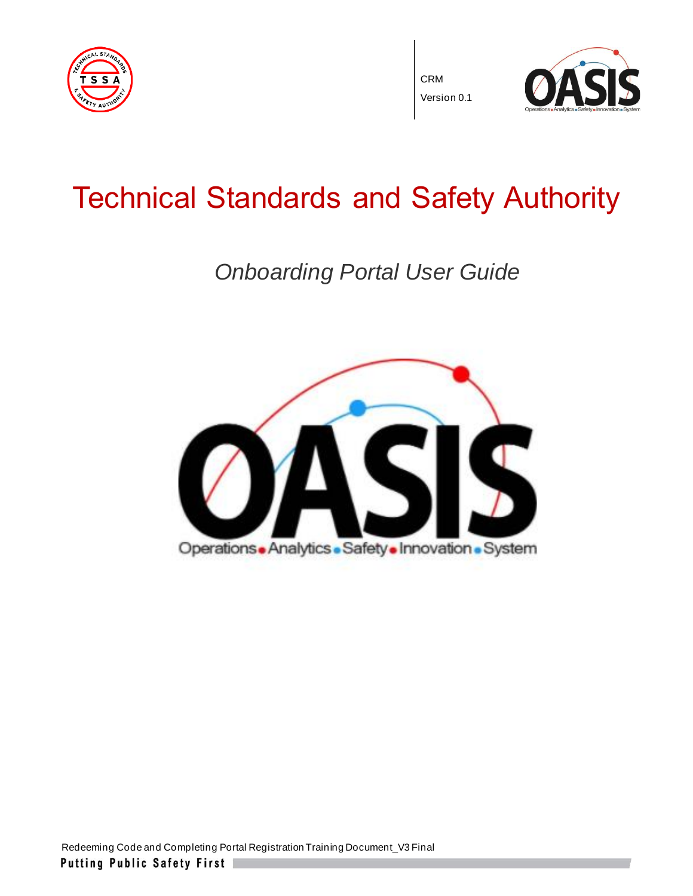CRM

Version 0.1

# Technical Standards and Safety Authority

## *Onboarding Portal User Guide*

Redeeming Code and Completing Portal Registration Training Document_V3 Final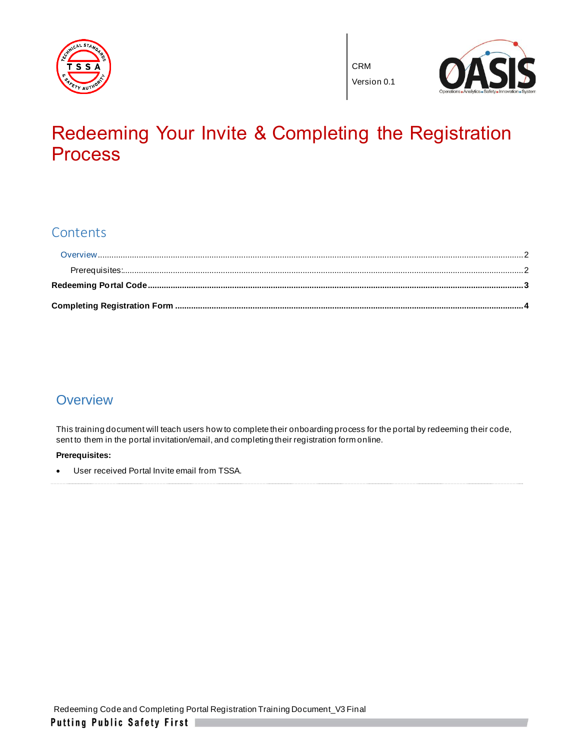CRM

Version 0.1

# Redeeming Your Invite & Completing the Registration Process

## Contents

Overview ........ 2

Prerequisites: ........ 2

**Redeeming Portal Code ........ 3**

**Completing Registration Form ........ 4**

## Overview

This training document will teach users how to complete their onboarding process for the portal by redeeming their code, sent to them in the portal invitation/email, and completing their registration form online.

**Prerequisites:**

- User received Portal Invite email from TSSA.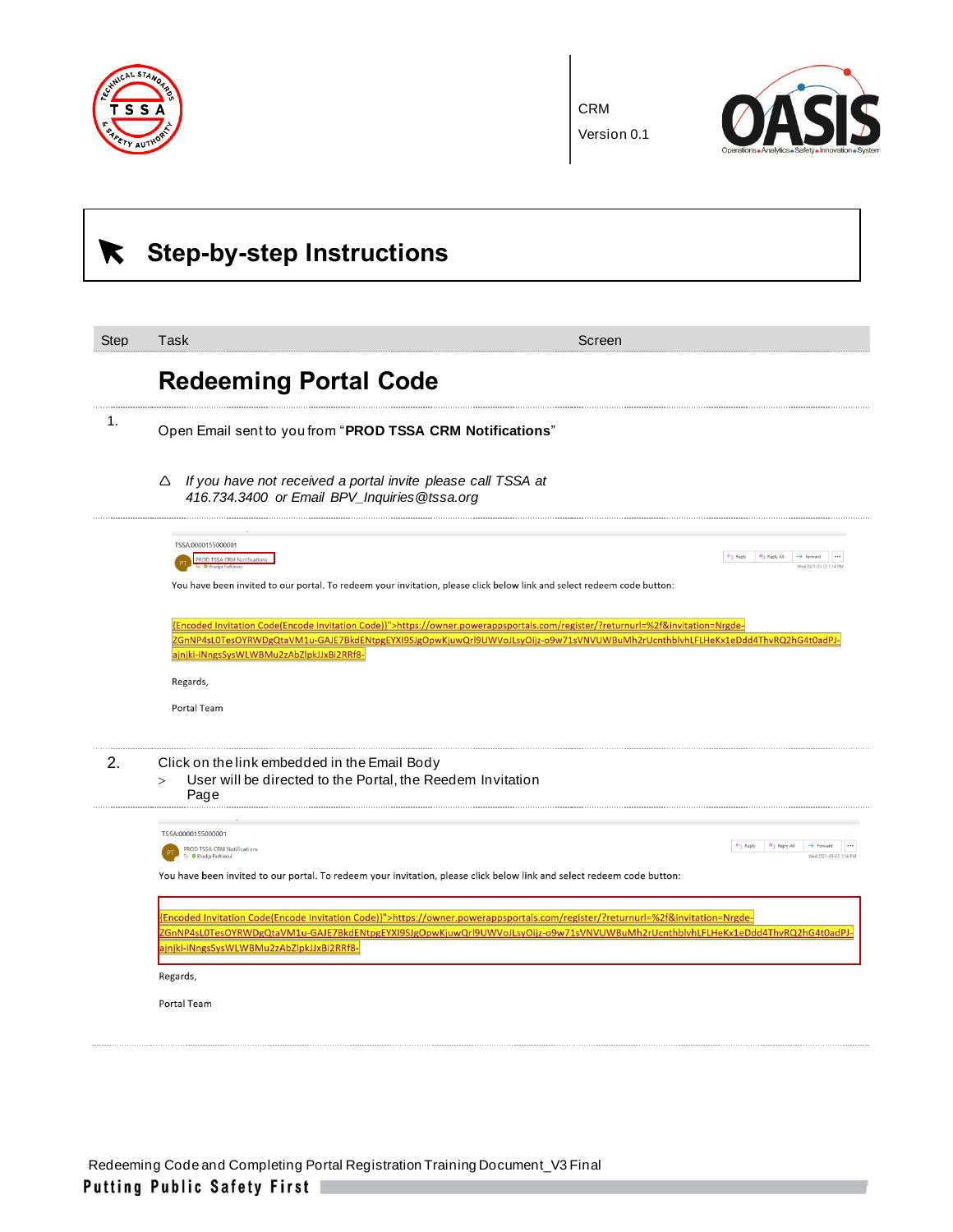CRM

Version 0.1

## Step-by-step Instructions

| Step | Task | Screen |
|---|---|---|

## Redeeming Portal Code

**1.** Open Email sent to you from "**PROD TSSA CRM Notifications**"

△ *If you have not received a portal invite please call TSSA at 416.734.3400 or Email BPV_Inquiries@tssa.org*

TSSA:0000155000001

PROD TSSA CRM Notifications

You have been invited to our portal. To redeem your invitation, please click below link and select redeem code button:

{Encoded Invitation Code(Encode Invitation Code)}">https://owner.powerappsportals.com/register/?returnurl=%2f&invitation=Nrgde-ZGnNP4sL0TesOYRWDgQtaVM1u-GAJE7BkdENtpgEYXI9SJgOpwKjuwQrl9UWVoJLsyOijz-o9w71sVNVUWBuMh2rUcnthblvhLFLHeKx1eDdd4ThvRQ2hG4t0adPJ-ajnjki-iNngsSysWLWBMu2zAbZlpkJJxBi2RRf8-

Regards,

Portal Team

**2.** Click on the link embedded in the Email Body

> User will be directed to the Portal, the Reedem Invitation Page

TSSA:0000155000001

PROD TSSA CRM Notifications

You have been invited to our portal. To redeem your invitation, please click below link and select redeem code button:

{Encoded Invitation Code(Encode Invitation Code)}">https://owner.powerappsportals.com/register/?returnurl=%2f&invitation=Nrgde-ZGnNP4sL0TesOYRWDgQtaVM1u-GAJE7BkdENtpgEYXI9SJgOpwKjuwQrl9UWVoJLsyOijz-o9w71sVNVUWBuMh2rUcnthblvhLFLHeKx1eDdd4ThvRQ2hG4t0adPJ-ajnjki-iNngsSysWLWBMu2zAbZlpkJJxBi2RRf8-

Regards,

Portal Team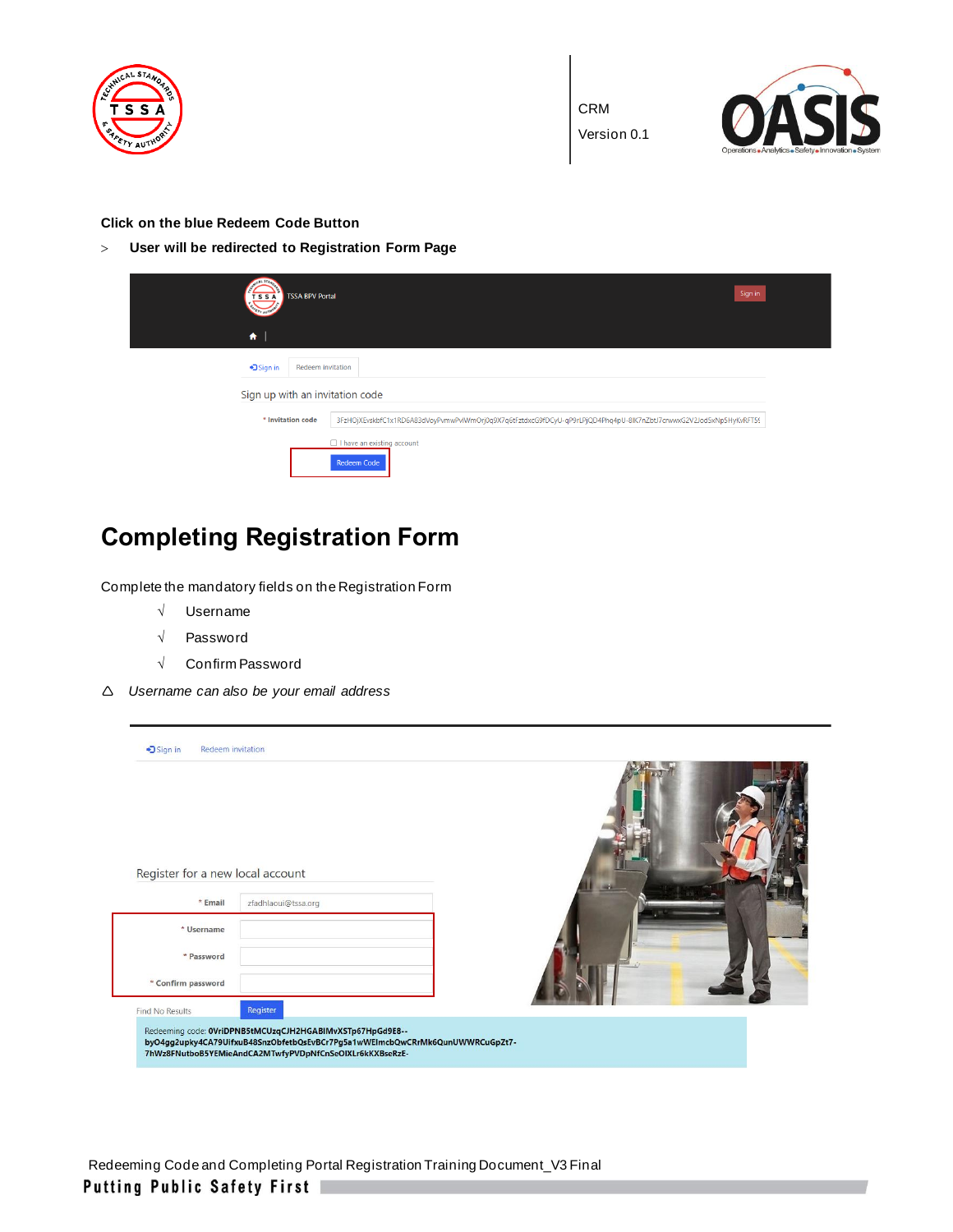**Click on the blue Redeem Code Button**

> **User will be redirected to Registration Form Page**

# Completing Registration Form

Complete the mandatory fields on the Registration Form

- √ Username
- √ Password
- √ Confirm Password

△ *Username can also be your email address*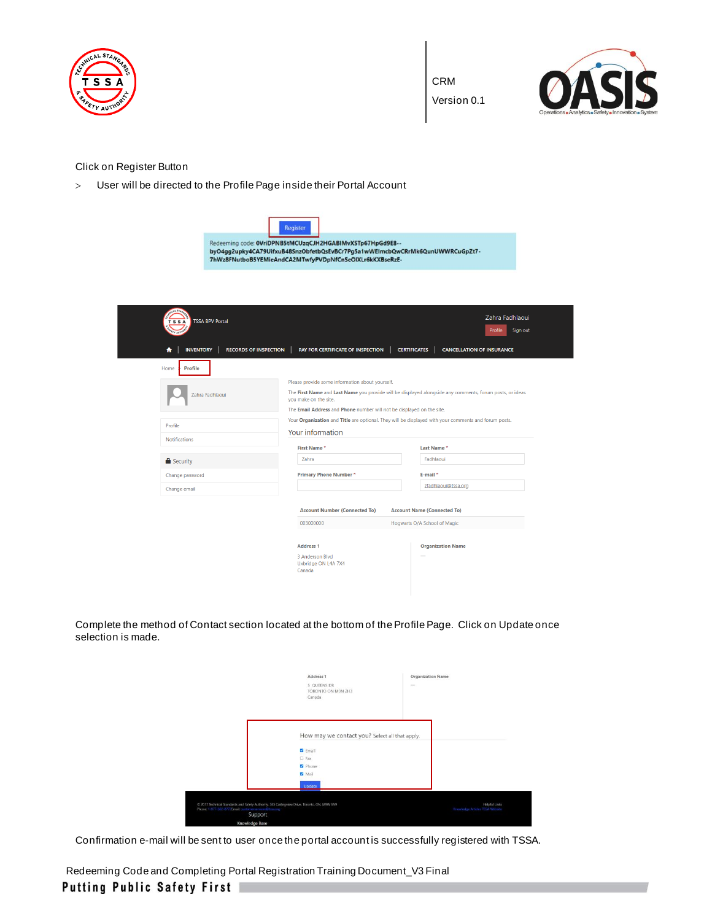Click on Register Button

> User will be directed to the Profile Page inside their Portal Account

Register

Redeeming code: 0VriDPNB5tMCUzqCJH2HGABIMvXSTp67HpGd9E8--by04gg2upky4CA79UifxuB48SnzObfetbQsEvBCr7Pg5a1wWElmcbQwCRrMk6QunUWWRCuGpZt7-7hWz8FNutboB5YEMieAndCA2MTwfyPVDpNfCnSeOlXLr6kKXBseRzE-

Complete the method of Contact section located at the bottom of the Profile Page. Click on Update once selection is made.

Confirmation e-mail will be sent to user once the portal account is successfully registered with TSSA.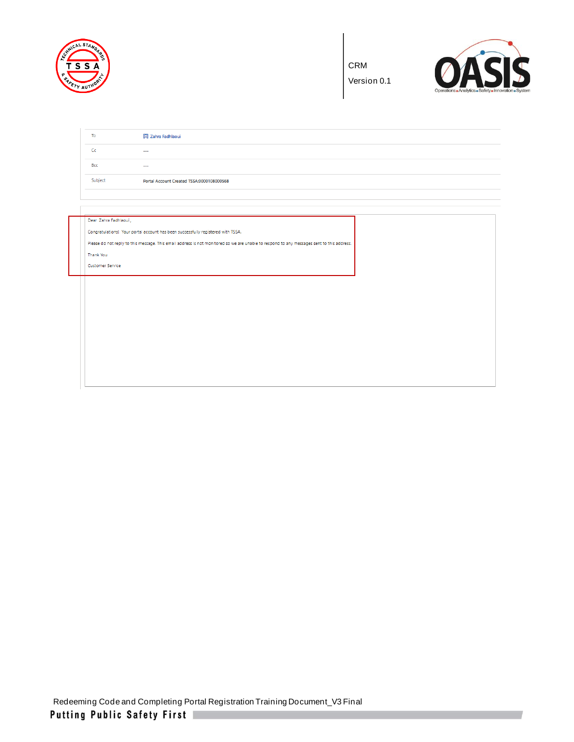| | |
|---|---|
| To | Zahra Fadhlaoui |
| Cc | --- |
| Bcc | --- |
| Subject | Portal Account Created TSSA:0000108000568 |

Dear Zahra Fadhlaoui,

Congratulations! Your portal account has been successfully registered with TSSA.

Please do not reply to this message. This email address is not monitored so we are unable to respond to any messages sent to this address.

Thank You

Customer Service